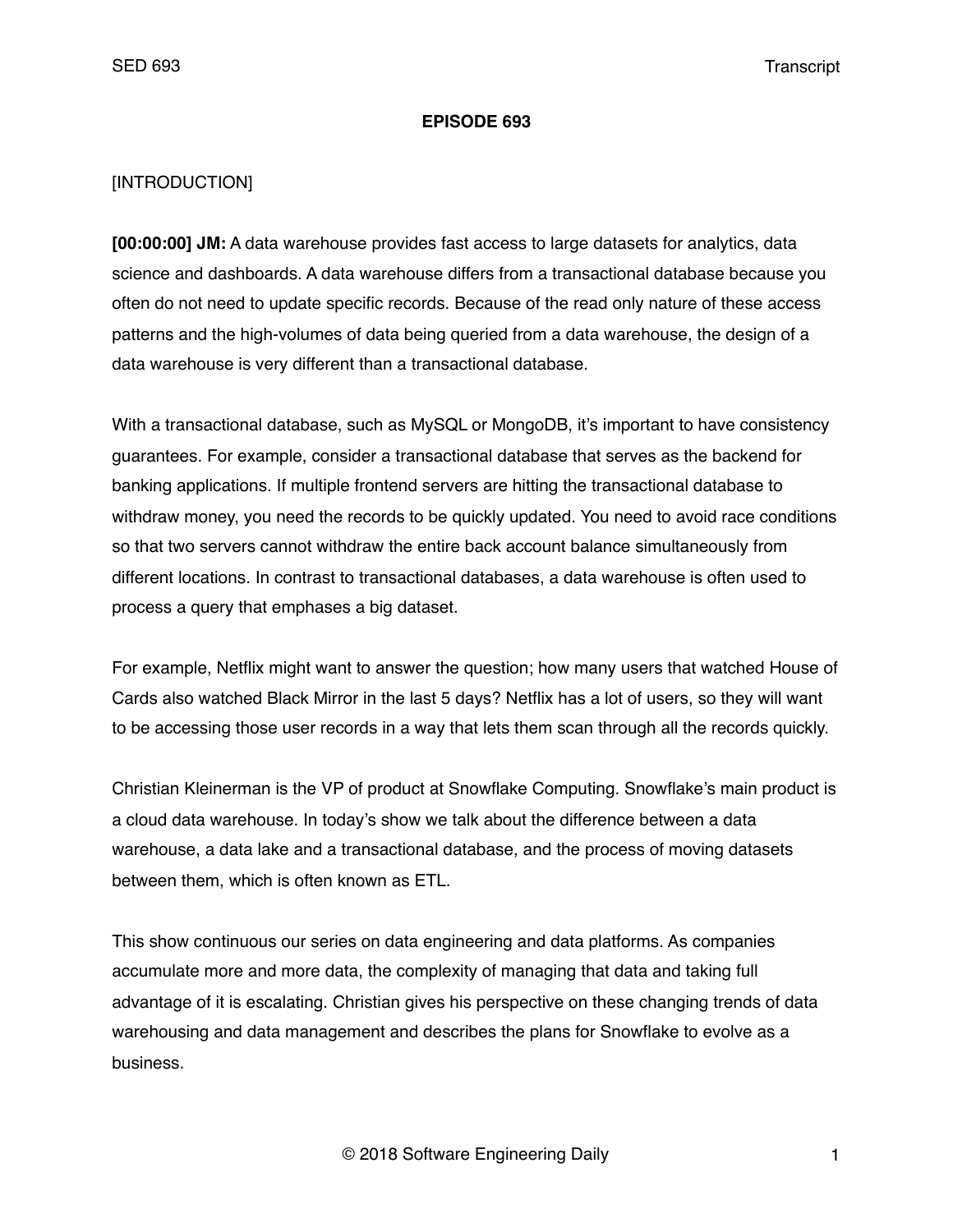**EPISODE 693**

[INTRODUCTION]

**[00:00:00] JM:** A data warehouse provides fast access to large datasets for analytics, data science and dashboards. A data warehouse differs from a transactional database because you often do not need to update specific records. Because of the read only nature of these access patterns and the high-volumes of data being queried from a data warehouse, the design of a data warehouse is very different than a transactional database.

With a transactional database, such as MySQL or MongoDB, it's important to have consistency guarantees. For example, consider a transactional database that serves as the backend for banking applications. If multiple frontend servers are hitting the transactional database to withdraw money, you need the records to be quickly updated. You need to avoid race conditions so that two servers cannot withdraw the entire back account balance simultaneously from different locations. In contrast to transactional databases, a data warehouse is often used to process a query that emphases a big dataset.

For example, Netflix might want to answer the question; how many users that watched House of Cards also watched Black Mirror in the last 5 days? Netflix has a lot of users, so they will want to be accessing those user records in a way that lets them scan through all the records quickly.

Christian Kleinerman is the VP of product at Snowflake Computing. Snowflake's main product is a cloud data warehouse. In today's show we talk about the difference between a data warehouse, a data lake and a transactional database, and the process of moving datasets between them, which is often known as ETL.

This show continuous our series on data engineering and data platforms. As companies accumulate more and more data, the complexity of managing that data and taking full advantage of it is escalating. Christian gives his perspective on these changing trends of data warehousing and data management and describes the plans for Snowflake to evolve as a business.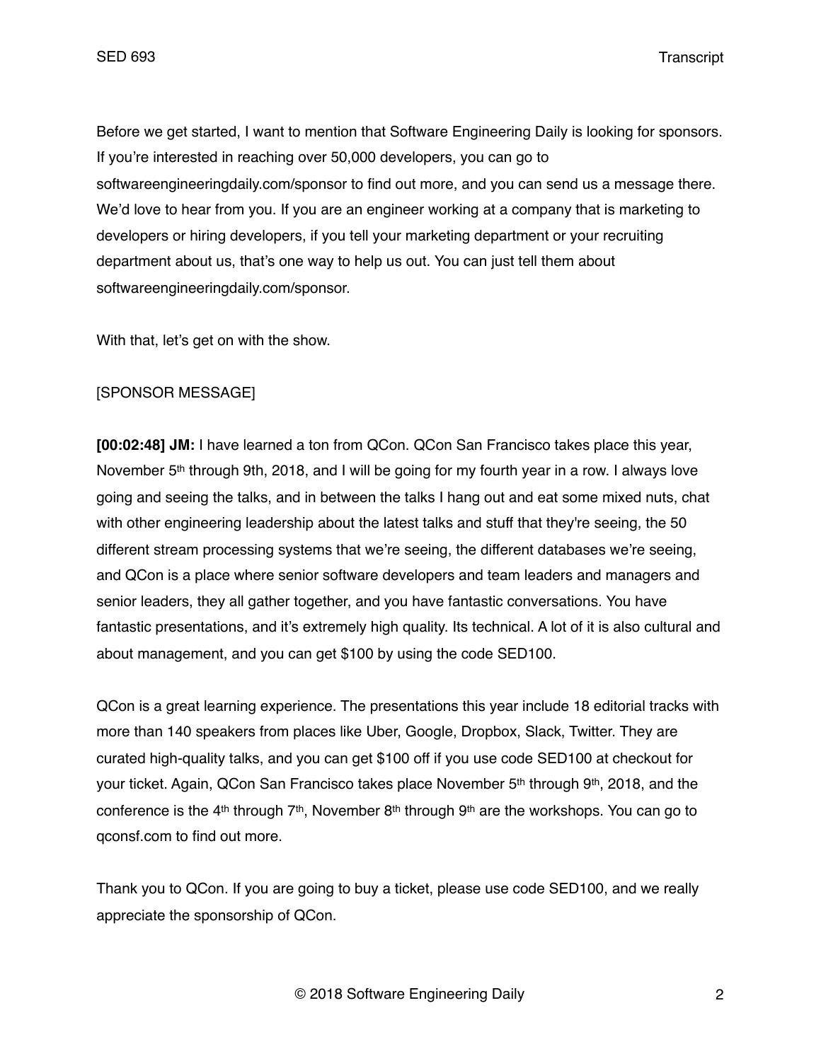Before we get started, I want to mention that Software Engineering Daily is looking for sponsors. If you're interested in reaching over 50,000 developers, you can go to softwareengineeringdaily.com/sponsor to find out more, and you can send us a message there. We'd love to hear from you. If you are an engineer working at a company that is marketing to developers or hiring developers, if you tell your marketing department or your recruiting department about us, that's one way to help us out. You can just tell them about softwareengineeringdaily.com/sponsor.

With that, let's get on with the show.

[SPONSOR MESSAGE]

**[00:02:48] JM:** I have learned a ton from QCon. QCon San Francisco takes place this year, November 5th through 9th, 2018, and I will be going for my fourth year in a row. I always love going and seeing the talks, and in between the talks I hang out and eat some mixed nuts, chat with other engineering leadership about the latest talks and stuff that they're seeing, the 50 different stream processing systems that we're seeing, the different databases we're seeing, and QCon is a place where senior software developers and team leaders and managers and senior leaders, they all gather together, and you have fantastic conversations. You have fantastic presentations, and it's extremely high quality. Its technical. A lot of it is also cultural and about management, and you can get $100 by using the code SED100.

QCon is a great learning experience. The presentations this year include 18 editorial tracks with more than 140 speakers from places like Uber, Google, Dropbox, Slack, Twitter. They are curated high-quality talks, and you can get $100 off if you use code SED100 at checkout for your ticket. Again, QCon San Francisco takes place November 5th through 9th, 2018, and the conference is the 4th through 7th, November 8th through 9th are the workshops. You can go to qconsf.com to find out more.

Thank you to QCon. If you are going to buy a ticket, please use code SED100, and we really appreciate the sponsorship of QCon.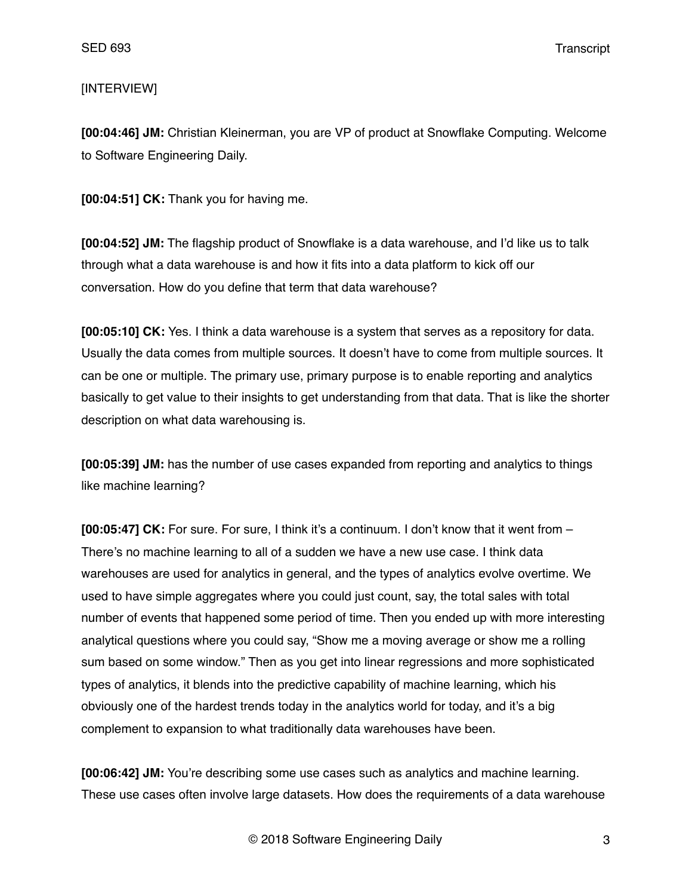[INTERVIEW]

**[00:04:46] JM:** Christian Kleinerman, you are VP of product at Snowflake Computing. Welcome to Software Engineering Daily.

**[00:04:51] CK:** Thank you for having me.

**[00:04:52] JM:** The flagship product of Snowflake is a data warehouse, and I'd like us to talk through what a data warehouse is and how it fits into a data platform to kick off our conversation. How do you define that term that data warehouse?

**[00:05:10] CK:** Yes. I think a data warehouse is a system that serves as a repository for data. Usually the data comes from multiple sources. It doesn't have to come from multiple sources. It can be one or multiple. The primary use, primary purpose is to enable reporting and analytics basically to get value to their insights to get understanding from that data. That is like the shorter description on what data warehousing is.

**[00:05:39] JM:** has the number of use cases expanded from reporting and analytics to things like machine learning?

**[00:05:47] CK:** For sure. For sure, I think it's a continuum. I don't know that it went from – There's no machine learning to all of a sudden we have a new use case. I think data warehouses are used for analytics in general, and the types of analytics evolve overtime. We used to have simple aggregates where you could just count, say, the total sales with total number of events that happened some period of time. Then you ended up with more interesting analytical questions where you could say, "Show me a moving average or show me a rolling sum based on some window." Then as you get into linear regressions and more sophisticated types of analytics, it blends into the predictive capability of machine learning, which his obviously one of the hardest trends today in the analytics world for today, and it's a big complement to expansion to what traditionally data warehouses have been.

**[00:06:42] JM:** You're describing some use cases such as analytics and machine learning. These use cases often involve large datasets. How does the requirements of a data warehouse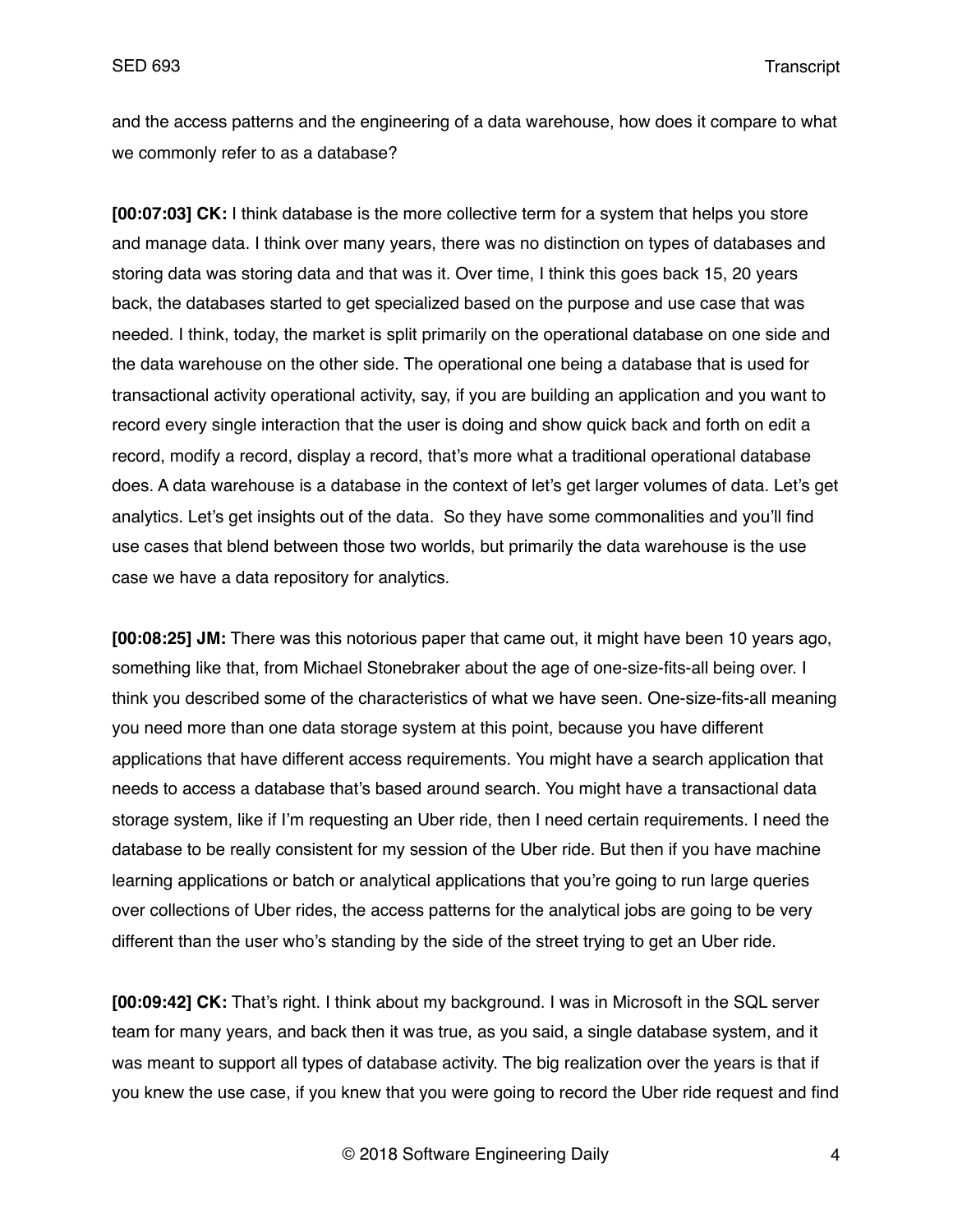and the access patterns and the engineering of a data warehouse, how does it compare to what we commonly refer to as a database?

**[00:07:03] CK:** I think database is the more collective term for a system that helps you store and manage data. I think over many years, there was no distinction on types of databases and storing data was storing data and that was it. Over time, I think this goes back 15, 20 years back, the databases started to get specialized based on the purpose and use case that was needed. I think, today, the market is split primarily on the operational database on one side and the data warehouse on the other side. The operational one being a database that is used for transactional activity operational activity, say, if you are building an application and you want to record every single interaction that the user is doing and show quick back and forth on edit a record, modify a record, display a record, that's more what a traditional operational database does. A data warehouse is a database in the context of let's get larger volumes of data. Let's get analytics. Let's get insights out of the data. So they have some commonalities and you'll find use cases that blend between those two worlds, but primarily the data warehouse is the use case we have a data repository for analytics.

**[00:08:25] JM:** There was this notorious paper that came out, it might have been 10 years ago, something like that, from Michael Stonebraker about the age of one-size-fits-all being over. I think you described some of the characteristics of what we have seen. One-size-fits-all meaning you need more than one data storage system at this point, because you have different applications that have different access requirements. You might have a search application that needs to access a database that's based around search. You might have a transactional data storage system, like if I'm requesting an Uber ride, then I need certain requirements. I need the database to be really consistent for my session of the Uber ride. But then if you have machine learning applications or batch or analytical applications that you're going to run large queries over collections of Uber rides, the access patterns for the analytical jobs are going to be very different than the user who's standing by the side of the street trying to get an Uber ride.

**[00:09:42] CK:** That's right. I think about my background. I was in Microsoft in the SQL server team for many years, and back then it was true, as you said, a single database system, and it was meant to support all types of database activity. The big realization over the years is that if you knew the use case, if you knew that you were going to record the Uber ride request and find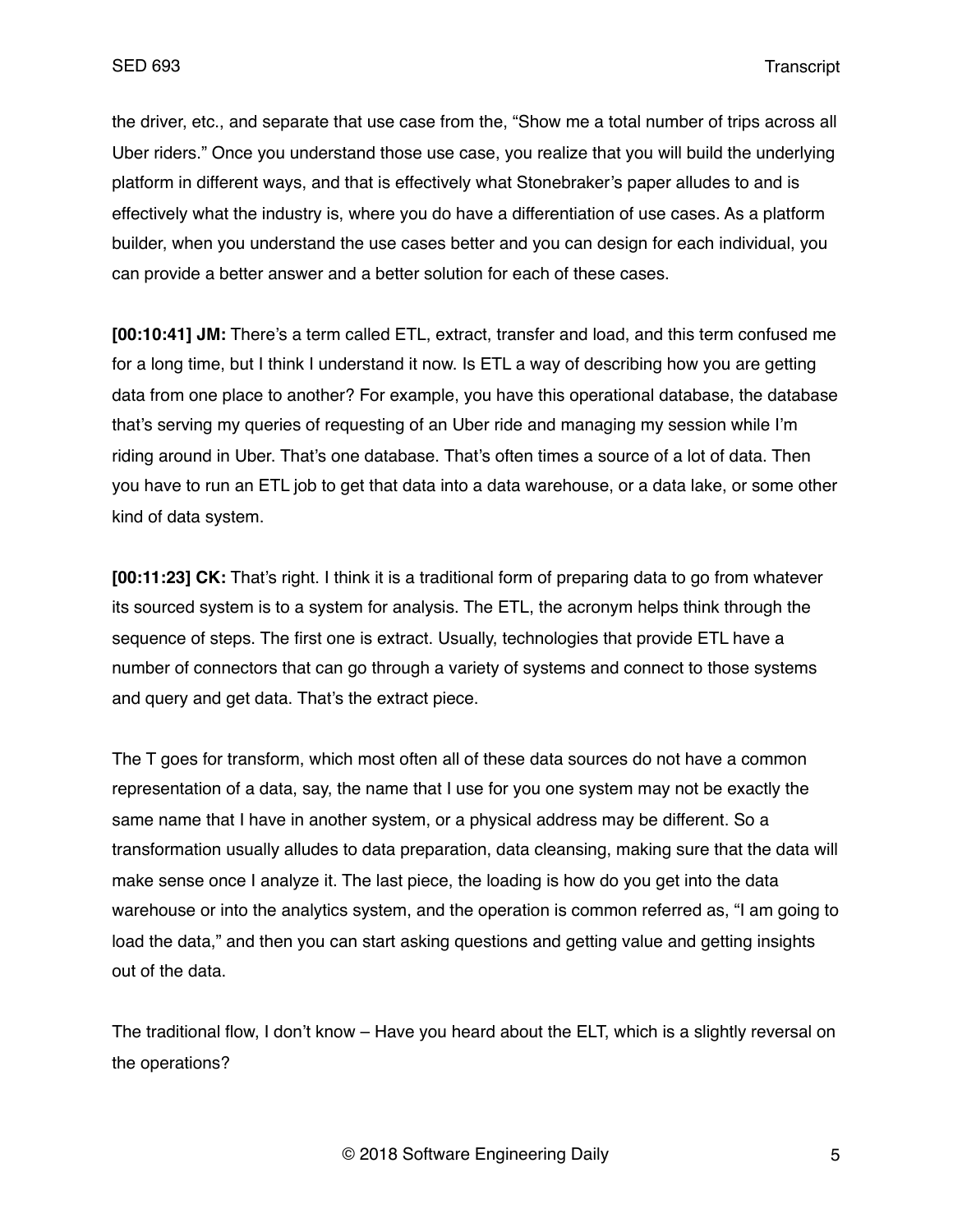the driver, etc., and separate that use case from the, "Show me a total number of trips across all Uber riders." Once you understand those use case, you realize that you will build the underlying platform in different ways, and that is effectively what Stonebraker's paper alludes to and is effectively what the industry is, where you do have a differentiation of use cases. As a platform builder, when you understand the use cases better and you can design for each individual, you can provide a better answer and a better solution for each of these cases.

**[00:10:41] JM:** There's a term called ETL, extract, transfer and load, and this term confused me for a long time, but I think I understand it now. Is ETL a way of describing how you are getting data from one place to another? For example, you have this operational database, the database that's serving my queries of requesting of an Uber ride and managing my session while I'm riding around in Uber. That's one database. That's often times a source of a lot of data. Then you have to run an ETL job to get that data into a data warehouse, or a data lake, or some other kind of data system.

**[00:11:23] CK:** That's right. I think it is a traditional form of preparing data to go from whatever its sourced system is to a system for analysis. The ETL, the acronym helps think through the sequence of steps. The first one is extract. Usually, technologies that provide ETL have a number of connectors that can go through a variety of systems and connect to those systems and query and get data. That's the extract piece.

The T goes for transform, which most often all of these data sources do not have a common representation of a data, say, the name that I use for you one system may not be exactly the same name that I have in another system, or a physical address may be different. So a transformation usually alludes to data preparation, data cleansing, making sure that the data will make sense once I analyze it. The last piece, the loading is how do you get into the data warehouse or into the analytics system, and the operation is common referred as, "I am going to load the data," and then you can start asking questions and getting value and getting insights out of the data.

The traditional flow, I don't know – Have you heard about the ELT, which is a slightly reversal on the operations?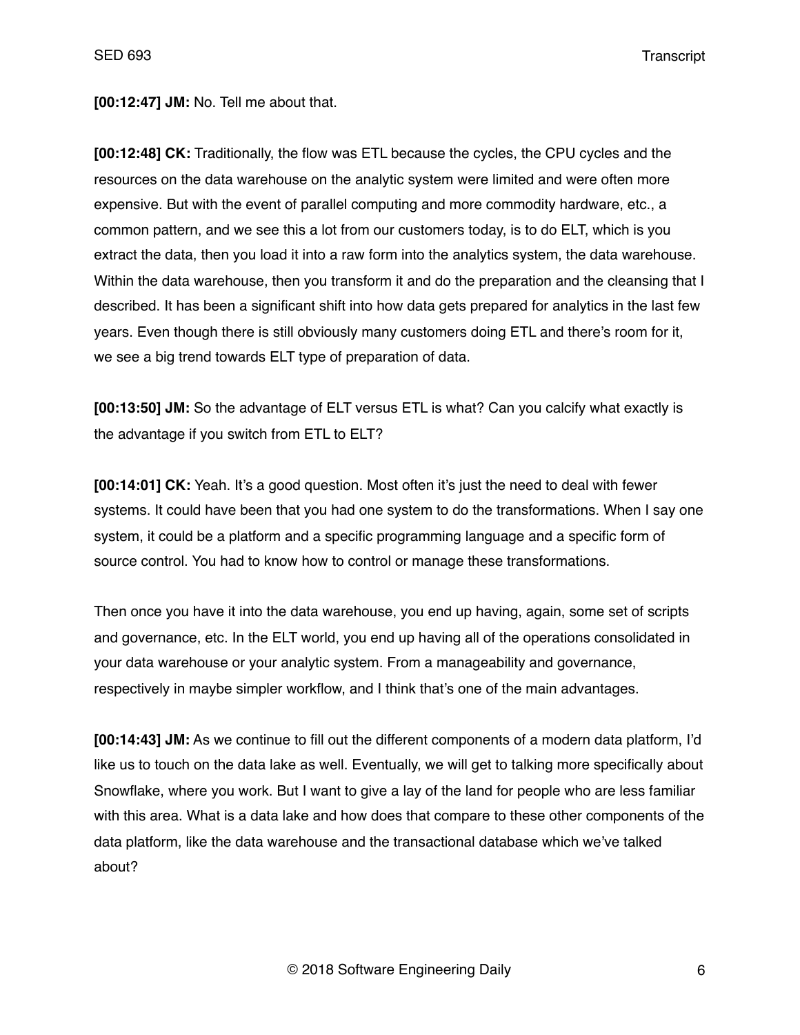**[00:12:47] JM:** No. Tell me about that.

**[00:12:48] CK:** Traditionally, the flow was ETL because the cycles, the CPU cycles and the resources on the data warehouse on the analytic system were limited and were often more expensive. But with the event of parallel computing and more commodity hardware, etc., a common pattern, and we see this a lot from our customers today, is to do ELT, which is you extract the data, then you load it into a raw form into the analytics system, the data warehouse. Within the data warehouse, then you transform it and do the preparation and the cleansing that I described. It has been a significant shift into how data gets prepared for analytics in the last few years. Even though there is still obviously many customers doing ETL and there's room for it, we see a big trend towards ELT type of preparation of data.

**[00:13:50] JM:** So the advantage of ELT versus ETL is what? Can you calcify what exactly is the advantage if you switch from ETL to ELT?

**[00:14:01] CK:** Yeah. It's a good question. Most often it's just the need to deal with fewer systems. It could have been that you had one system to do the transformations. When I say one system, it could be a platform and a specific programming language and a specific form of source control. You had to know how to control or manage these transformations.

Then once you have it into the data warehouse, you end up having, again, some set of scripts and governance, etc. In the ELT world, you end up having all of the operations consolidated in your data warehouse or your analytic system. From a manageability and governance, respectively in maybe simpler workflow, and I think that's one of the main advantages.

**[00:14:43] JM:** As we continue to fill out the different components of a modern data platform, I'd like us to touch on the data lake as well. Eventually, we will get to talking more specifically about Snowflake, where you work. But I want to give a lay of the land for people who are less familiar with this area. What is a data lake and how does that compare to these other components of the data platform, like the data warehouse and the transactional database which we've talked about?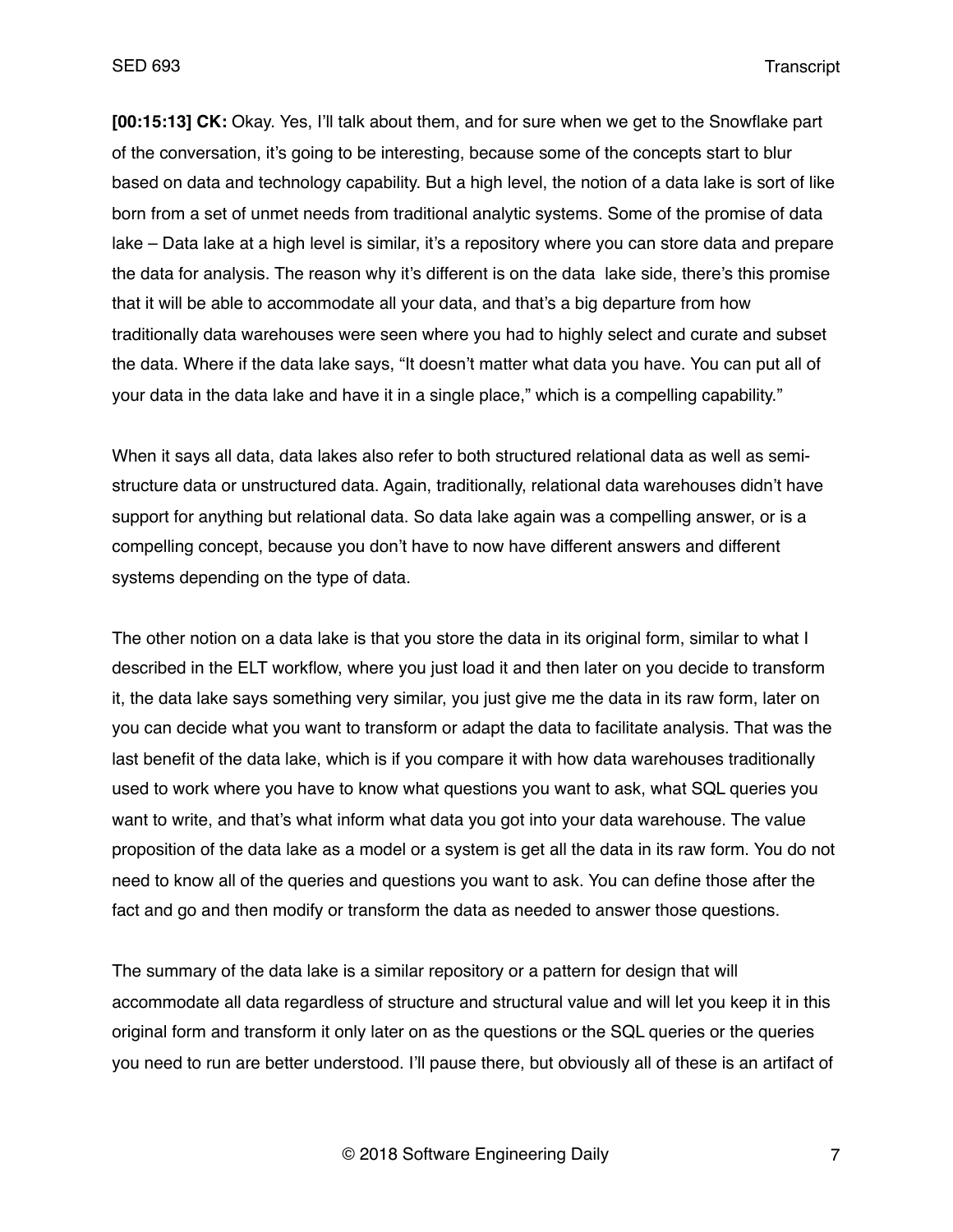**[00:15:13] CK:** Okay. Yes, I'll talk about them, and for sure when we get to the Snowflake part of the conversation, it's going to be interesting, because some of the concepts start to blur based on data and technology capability. But a high level, the notion of a data lake is sort of like born from a set of unmet needs from traditional analytic systems. Some of the promise of data lake – Data lake at a high level is similar, it's a repository where you can store data and prepare the data for analysis. The reason why it's different is on the data lake side, there's this promise that it will be able to accommodate all your data, and that's a big departure from how traditionally data warehouses were seen where you had to highly select and curate and subset the data. Where if the data lake says, "It doesn't matter what data you have. You can put all of your data in the data lake and have it in a single place," which is a compelling capability."

When it says all data, data lakes also refer to both structured relational data as well as semi-structure data or unstructured data. Again, traditionally, relational data warehouses didn't have support for anything but relational data. So data lake again was a compelling answer, or is a compelling concept, because you don't have to now have different answers and different systems depending on the type of data.

The other notion on a data lake is that you store the data in its original form, similar to what I described in the ELT workflow, where you just load it and then later on you decide to transform it, the data lake says something very similar, you just give me the data in its raw form, later on you can decide what you want to transform or adapt the data to facilitate analysis. That was the last benefit of the data lake, which is if you compare it with how data warehouses traditionally used to work where you have to know what questions you want to ask, what SQL queries you want to write, and that's what inform what data you got into your data warehouse. The value proposition of the data lake as a model or a system is get all the data in its raw form. You do not need to know all of the queries and questions you want to ask. You can define those after the fact and go and then modify or transform the data as needed to answer those questions.

The summary of the data lake is a similar repository or a pattern for design that will accommodate all data regardless of structure and structural value and will let you keep it in this original form and transform it only later on as the questions or the SQL queries or the queries you need to run are better understood. I'll pause there, but obviously all of these is an artifact of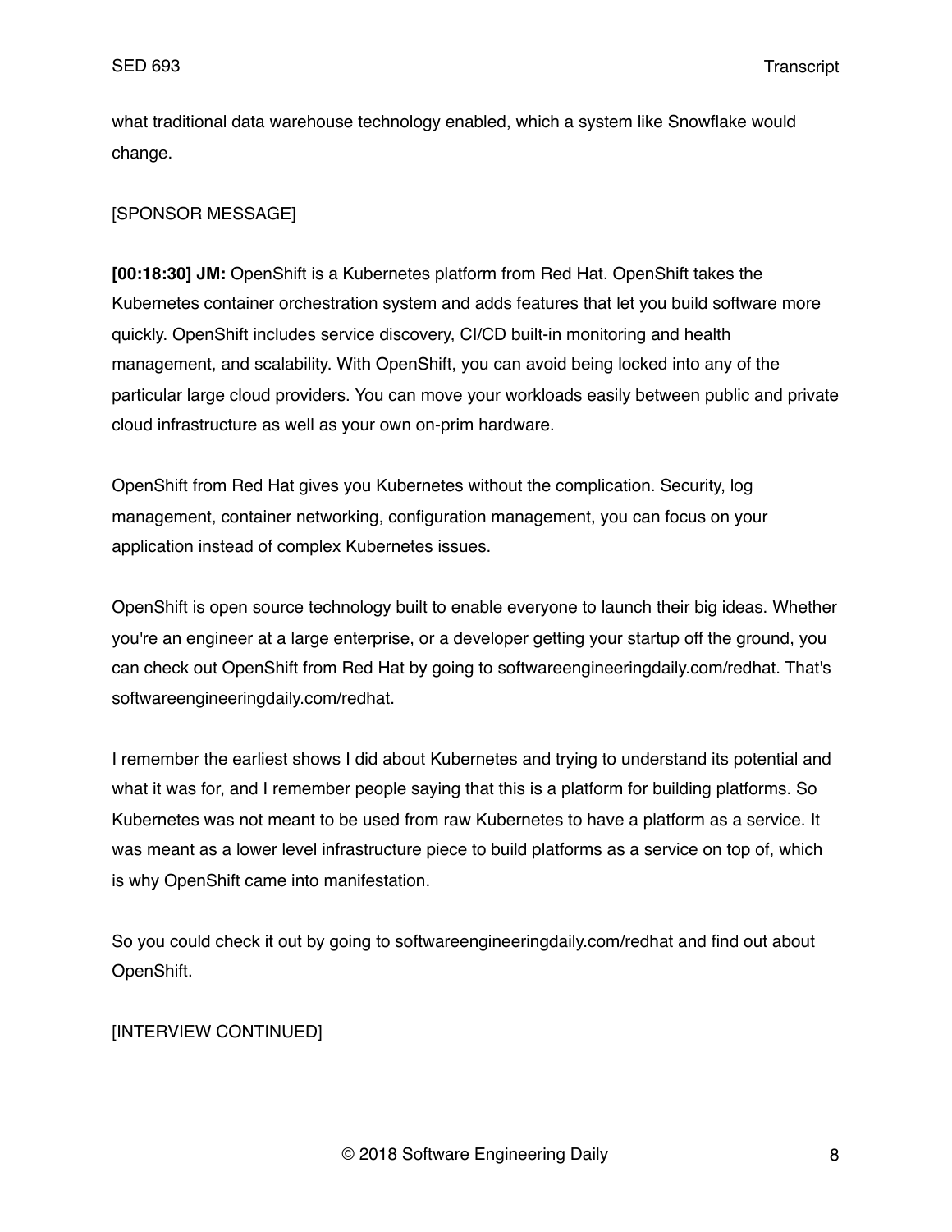what traditional data warehouse technology enabled, which a system like Snowflake would change.

[SPONSOR MESSAGE]

**[00:18:30] JM:** OpenShift is a Kubernetes platform from Red Hat. OpenShift takes the Kubernetes container orchestration system and adds features that let you build software more quickly. OpenShift includes service discovery, CI/CD built-in monitoring and health management, and scalability. With OpenShift, you can avoid being locked into any of the particular large cloud providers. You can move your workloads easily between public and private cloud infrastructure as well as your own on-prim hardware.

OpenShift from Red Hat gives you Kubernetes without the complication. Security, log management, container networking, configuration management, you can focus on your application instead of complex Kubernetes issues.

OpenShift is open source technology built to enable everyone to launch their big ideas. Whether you're an engineer at a large enterprise, or a developer getting your startup off the ground, you can check out OpenShift from Red Hat by going to softwareengineeringdaily.com/redhat. That's softwareengineeringdaily.com/redhat.

I remember the earliest shows I did about Kubernetes and trying to understand its potential and what it was for, and I remember people saying that this is a platform for building platforms. So Kubernetes was not meant to be used from raw Kubernetes to have a platform as a service. It was meant as a lower level infrastructure piece to build platforms as a service on top of, which is why OpenShift came into manifestation.

So you could check it out by going to softwareengineeringdaily.com/redhat and find out about OpenShift.

[INTERVIEW CONTINUED]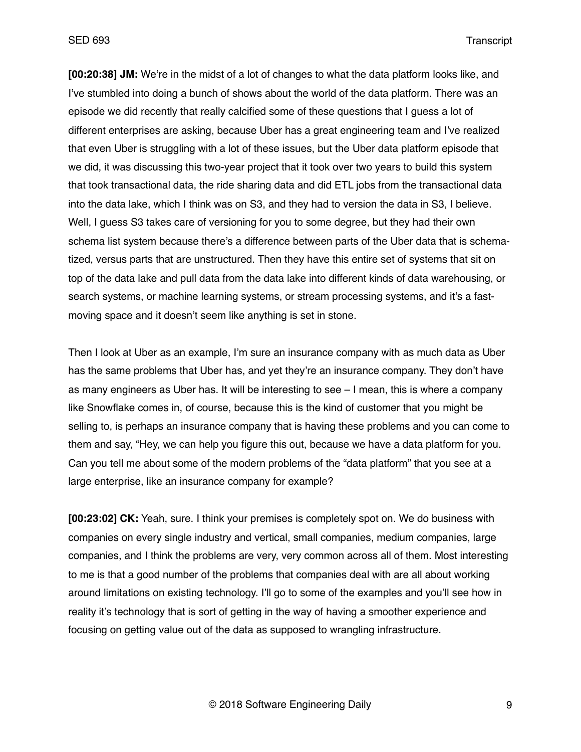**[00:20:38] JM:** We're in the midst of a lot of changes to what the data platform looks like, and I've stumbled into doing a bunch of shows about the world of the data platform. There was an episode we did recently that really calcified some of these questions that I guess a lot of different enterprises are asking, because Uber has a great engineering team and I've realized that even Uber is struggling with a lot of these issues, but the Uber data platform episode that we did, it was discussing this two-year project that it took over two years to build this system that took transactional data, the ride sharing data and did ETL jobs from the transactional data into the data lake, which I think was on S3, and they had to version the data in S3, I believe. Well, I guess S3 takes care of versioning for you to some degree, but they had their own schema list system because there's a difference between parts of the Uber data that is schematized, versus parts that are unstructured. Then they have this entire set of systems that sit on top of the data lake and pull data from the data lake into different kinds of data warehousing, or search systems, or machine learning systems, or stream processing systems, and it's a fast-moving space and it doesn't seem like anything is set in stone.

Then I look at Uber as an example, I'm sure an insurance company with as much data as Uber has the same problems that Uber has, and yet they're an insurance company. They don't have as many engineers as Uber has. It will be interesting to see – I mean, this is where a company like Snowflake comes in, of course, because this is the kind of customer that you might be selling to, is perhaps an insurance company that is having these problems and you can come to them and say, "Hey, we can help you figure this out, because we have a data platform for you. Can you tell me about some of the modern problems of the "data platform" that you see at a large enterprise, like an insurance company for example?

**[00:23:02] CK:** Yeah, sure. I think your premises is completely spot on. We do business with companies on every single industry and vertical, small companies, medium companies, large companies, and I think the problems are very, very common across all of them. Most interesting to me is that a good number of the problems that companies deal with are all about working around limitations on existing technology. I'll go to some of the examples and you'll see how in reality it's technology that is sort of getting in the way of having a smoother experience and focusing on getting value out of the data as supposed to wrangling infrastructure.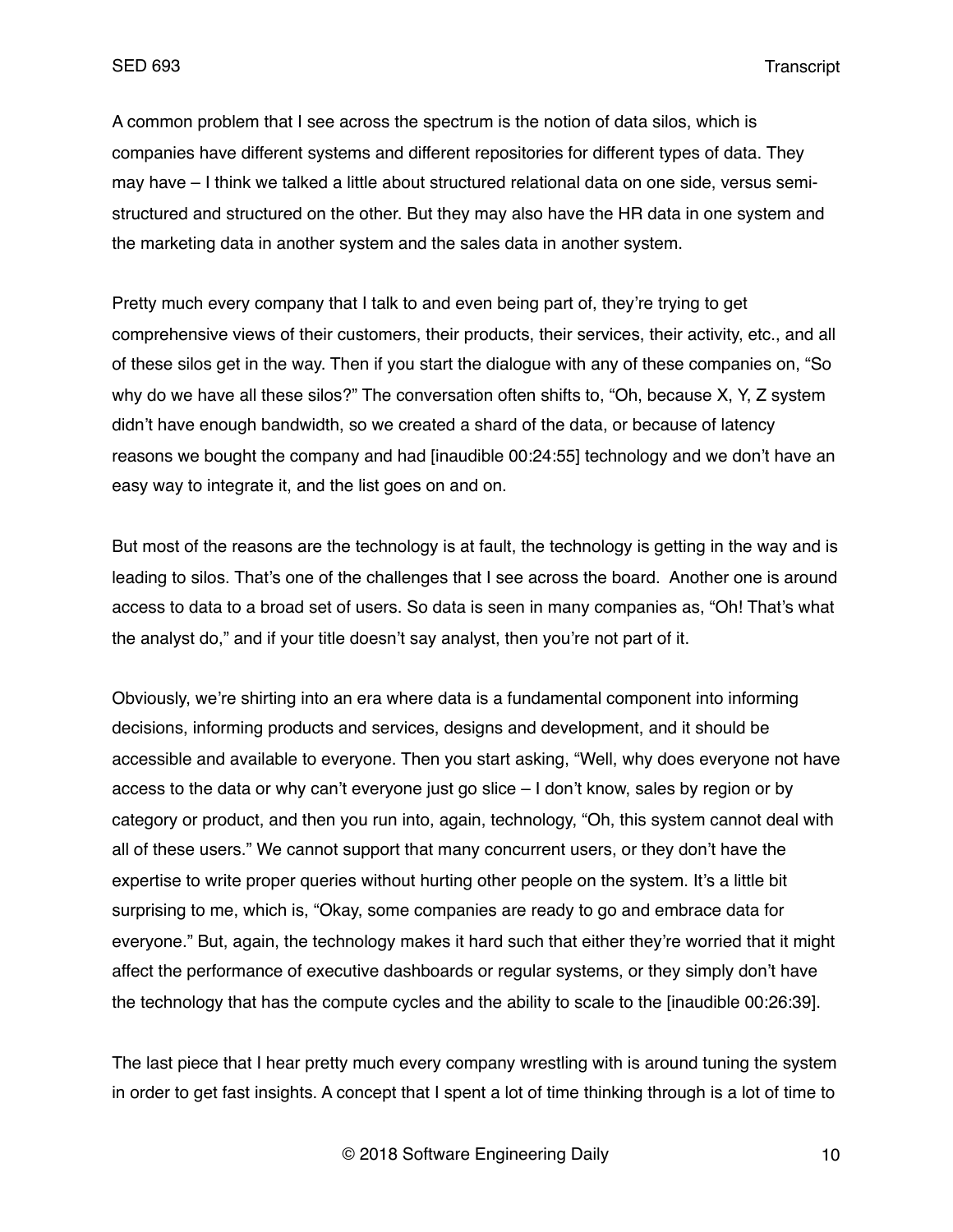A common problem that I see across the spectrum is the notion of data silos, which is companies have different systems and different repositories for different types of data. They may have – I think we talked a little about structured relational data on one side, versus semi-structured and structured on the other. But they may also have the HR data in one system and the marketing data in another system and the sales data in another system.

Pretty much every company that I talk to and even being part of, they're trying to get comprehensive views of their customers, their products, their services, their activity, etc., and all of these silos get in the way. Then if you start the dialogue with any of these companies on, "So why do we have all these silos?" The conversation often shifts to, "Oh, because X, Y, Z system didn't have enough bandwidth, so we created a shard of the data, or because of latency reasons we bought the company and had [inaudible 00:24:55] technology and we don't have an easy way to integrate it, and the list goes on and on.

But most of the reasons are the technology is at fault, the technology is getting in the way and is leading to silos. That's one of the challenges that I see across the board. Another one is around access to data to a broad set of users. So data is seen in many companies as, "Oh! That's what the analyst do," and if your title doesn't say analyst, then you're not part of it.

Obviously, we're shirting into an era where data is a fundamental component into informing decisions, informing products and services, designs and development, and it should be accessible and available to everyone. Then you start asking, "Well, why does everyone not have access to the data or why can't everyone just go slice – I don't know, sales by region or by category or product, and then you run into, again, technology, "Oh, this system cannot deal with all of these users." We cannot support that many concurrent users, or they don't have the expertise to write proper queries without hurting other people on the system. It's a little bit surprising to me, which is, "Okay, some companies are ready to go and embrace data for everyone." But, again, the technology makes it hard such that either they're worried that it might affect the performance of executive dashboards or regular systems, or they simply don't have the technology that has the compute cycles and the ability to scale to the [inaudible 00:26:39].

The last piece that I hear pretty much every company wrestling with is around tuning the system in order to get fast insights. A concept that I spent a lot of time thinking through is a lot of time to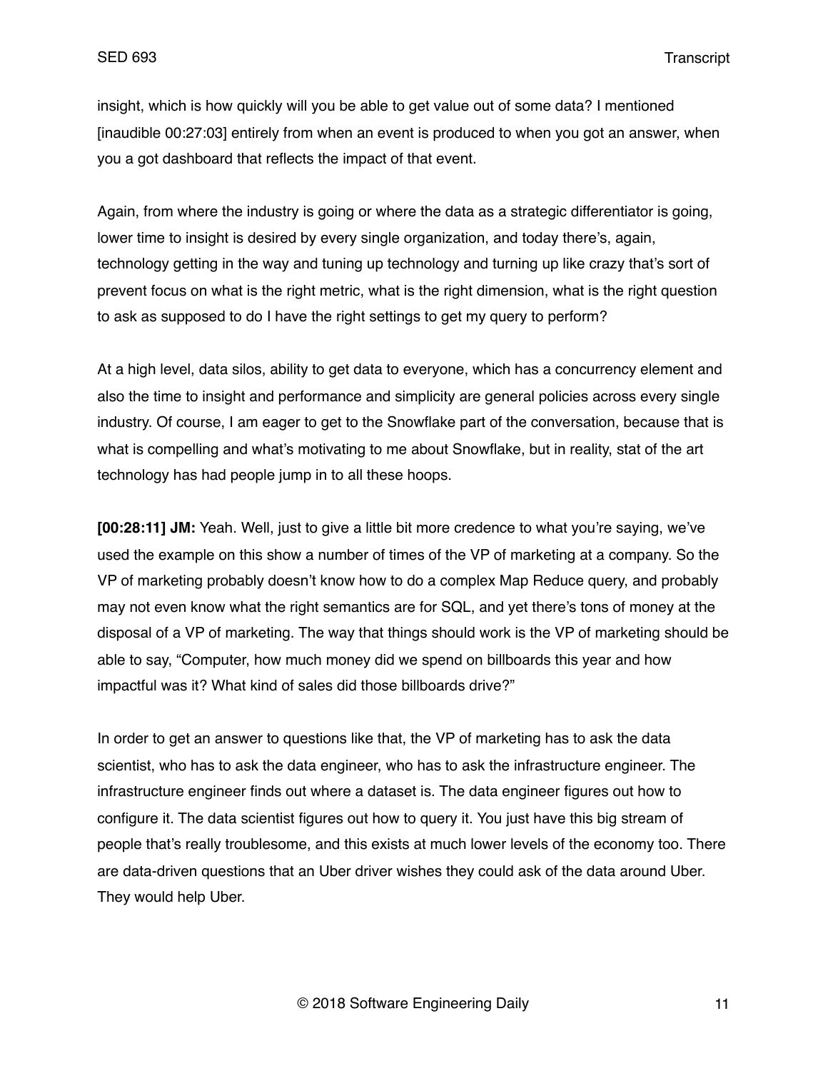insight, which is how quickly will you be able to get value out of some data? I mentioned [inaudible 00:27:03] entirely from when an event is produced to when you got an answer, when you a got dashboard that reflects the impact of that event.

Again, from where the industry is going or where the data as a strategic differentiator is going, lower time to insight is desired by every single organization, and today there's, again, technology getting in the way and tuning up technology and turning up like crazy that's sort of prevent focus on what is the right metric, what is the right dimension, what is the right question to ask as supposed to do I have the right settings to get my query to perform?

At a high level, data silos, ability to get data to everyone, which has a concurrency element and also the time to insight and performance and simplicity are general policies across every single industry. Of course, I am eager to get to the Snowflake part of the conversation, because that is what is compelling and what's motivating to me about Snowflake, but in reality, stat of the art technology has had people jump in to all these hoops.

**[00:28:11] JM:** Yeah. Well, just to give a little bit more credence to what you're saying, we've used the example on this show a number of times of the VP of marketing at a company. So the VP of marketing probably doesn't know how to do a complex Map Reduce query, and probably may not even know what the right semantics are for SQL, and yet there's tons of money at the disposal of a VP of marketing. The way that things should work is the VP of marketing should be able to say, "Computer, how much money did we spend on billboards this year and how impactful was it? What kind of sales did those billboards drive?"

In order to get an answer to questions like that, the VP of marketing has to ask the data scientist, who has to ask the data engineer, who has to ask the infrastructure engineer. The infrastructure engineer finds out where a dataset is. The data engineer figures out how to configure it. The data scientist figures out how to query it. You just have this big stream of people that's really troublesome, and this exists at much lower levels of the economy too. There are data-driven questions that an Uber driver wishes they could ask of the data around Uber. They would help Uber.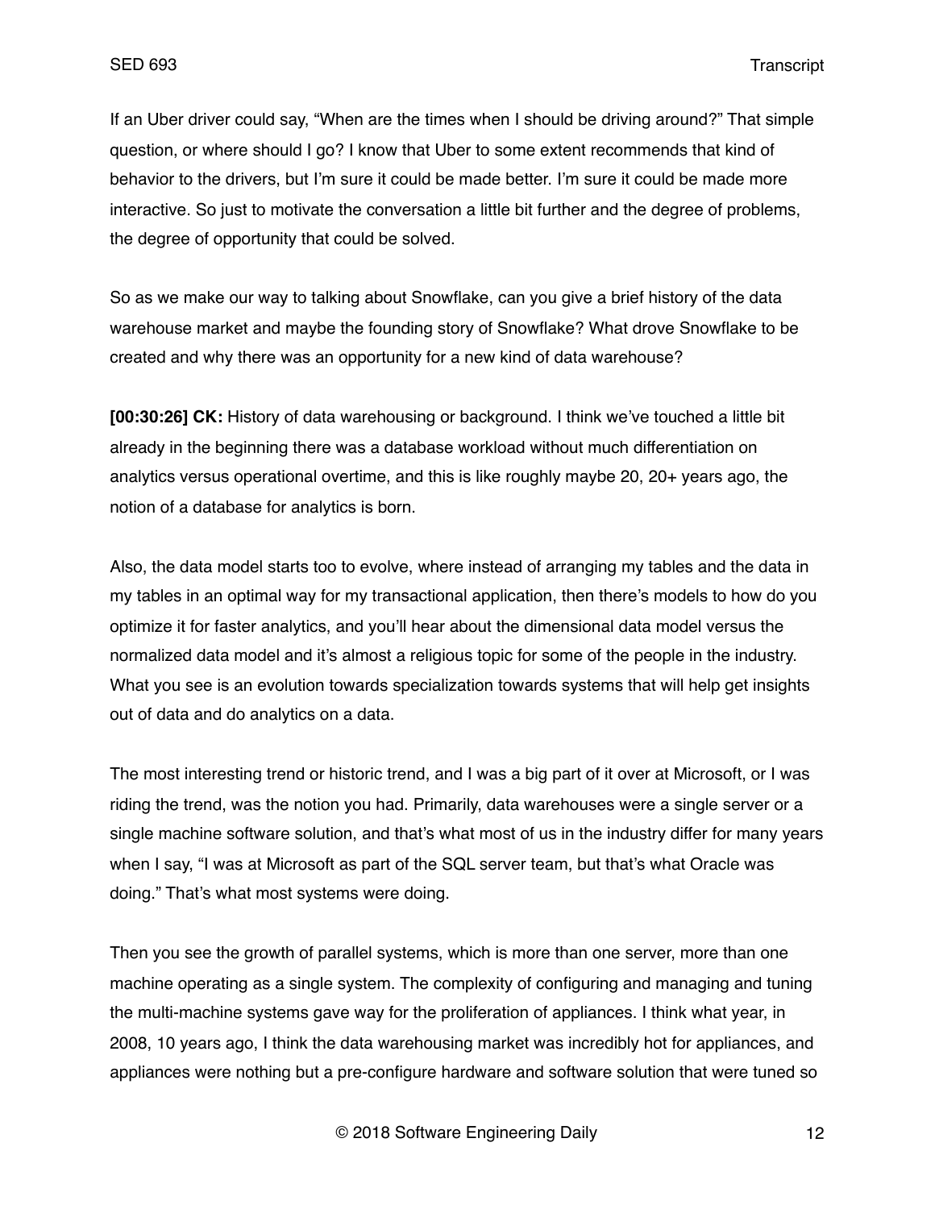If an Uber driver could say, "When are the times when I should be driving around?" That simple question, or where should I go? I know that Uber to some extent recommends that kind of behavior to the drivers, but I'm sure it could be made better. I'm sure it could be made more interactive. So just to motivate the conversation a little bit further and the degree of problems, the degree of opportunity that could be solved.

So as we make our way to talking about Snowflake, can you give a brief history of the data warehouse market and maybe the founding story of Snowflake? What drove Snowflake to be created and why there was an opportunity for a new kind of data warehouse?

**[00:30:26] CK:** History of data warehousing or background. I think we've touched a little bit already in the beginning there was a database workload without much differentiation on analytics versus operational overtime, and this is like roughly maybe 20, 20+ years ago, the notion of a database for analytics is born.

Also, the data model starts too to evolve, where instead of arranging my tables and the data in my tables in an optimal way for my transactional application, then there's models to how do you optimize it for faster analytics, and you'll hear about the dimensional data model versus the normalized data model and it's almost a religious topic for some of the people in the industry. What you see is an evolution towards specialization towards systems that will help get insights out of data and do analytics on a data.

The most interesting trend or historic trend, and I was a big part of it over at Microsoft, or I was riding the trend, was the notion you had. Primarily, data warehouses were a single server or a single machine software solution, and that's what most of us in the industry differ for many years when I say, "I was at Microsoft as part of the SQL server team, but that's what Oracle was doing." That's what most systems were doing.

Then you see the growth of parallel systems, which is more than one server, more than one machine operating as a single system. The complexity of configuring and managing and tuning the multi-machine systems gave way for the proliferation of appliances. I think what year, in 2008, 10 years ago, I think the data warehousing market was incredibly hot for appliances, and appliances were nothing but a pre-configure hardware and software solution that were tuned so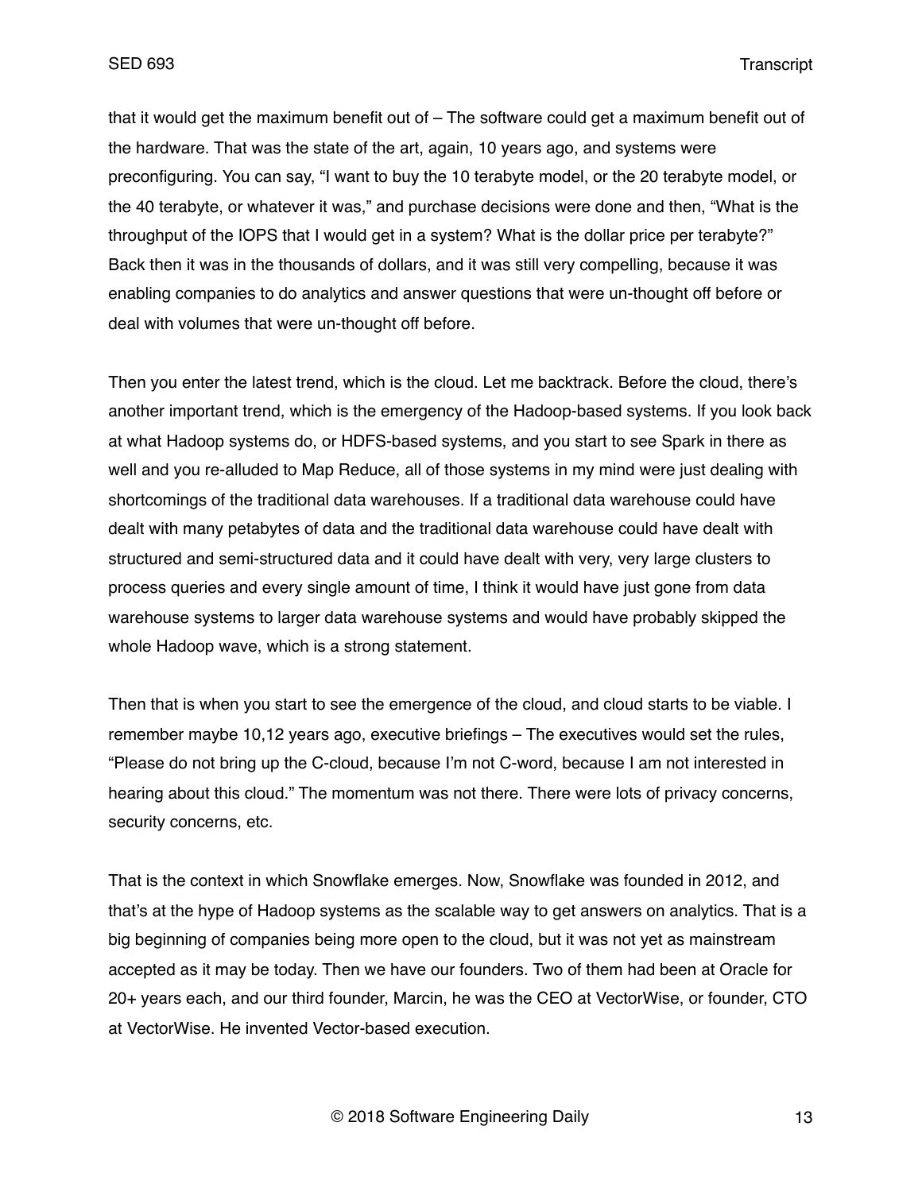that it would get the maximum benefit out of – The software could get a maximum benefit out of the hardware. That was the state of the art, again, 10 years ago, and systems were preconfiguring. You can say, "I want to buy the 10 terabyte model, or the 20 terabyte model, or the 40 terabyte, or whatever it was," and purchase decisions were done and then, "What is the throughput of the IOPS that I would get in a system? What is the dollar price per terabyte?" Back then it was in the thousands of dollars, and it was still very compelling, because it was enabling companies to do analytics and answer questions that were un-thought off before or deal with volumes that were un-thought off before.

Then you enter the latest trend, which is the cloud. Let me backtrack. Before the cloud, there's another important trend, which is the emergency of the Hadoop-based systems. If you look back at what Hadoop systems do, or HDFS-based systems, and you start to see Spark in there as well and you re-alluded to Map Reduce, all of those systems in my mind were just dealing with shortcomings of the traditional data warehouses. If a traditional data warehouse could have dealt with many petabytes of data and the traditional data warehouse could have dealt with structured and semi-structured data and it could have dealt with very, very large clusters to process queries and every single amount of time, I think it would have just gone from data warehouse systems to larger data warehouse systems and would have probably skipped the whole Hadoop wave, which is a strong statement.

Then that is when you start to see the emergence of the cloud, and cloud starts to be viable. I remember maybe 10,12 years ago, executive briefings – The executives would set the rules, "Please do not bring up the C-cloud, because I'm not C-word, because I am not interested in hearing about this cloud." The momentum was not there. There were lots of privacy concerns, security concerns, etc.

That is the context in which Snowflake emerges. Now, Snowflake was founded in 2012, and that's at the hype of Hadoop systems as the scalable way to get answers on analytics. That is a big beginning of companies being more open to the cloud, but it was not yet as mainstream accepted as it may be today. Then we have our founders. Two of them had been at Oracle for 20+ years each, and our third founder, Marcin, he was the CEO at VectorWise, or founder, CTO at VectorWise. He invented Vector-based execution.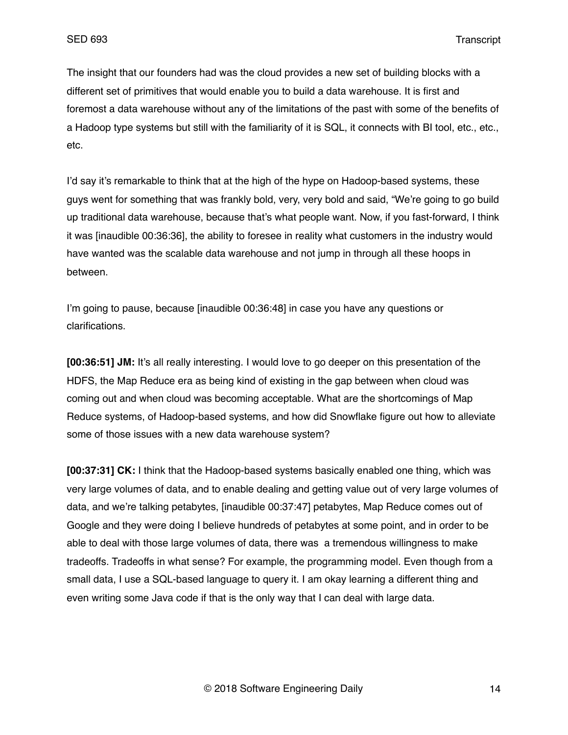The insight that our founders had was the cloud provides a new set of building blocks with a different set of primitives that would enable you to build a data warehouse. It is first and foremost a data warehouse without any of the limitations of the past with some of the benefits of a Hadoop type systems but still with the familiarity of it is SQL, it connects with BI tool, etc., etc., etc.

I'd say it's remarkable to think that at the high of the hype on Hadoop-based systems, these guys went for something that was frankly bold, very, very bold and said, "We're going to go build up traditional data warehouse, because that's what people want. Now, if you fast-forward, I think it was [inaudible 00:36:36], the ability to foresee in reality what customers in the industry would have wanted was the scalable data warehouse and not jump in through all these hoops in between.

I'm going to pause, because [inaudible 00:36:48] in case you have any questions or clarifications.

**[00:36:51] JM:** It's all really interesting. I would love to go deeper on this presentation of the HDFS, the Map Reduce era as being kind of existing in the gap between when cloud was coming out and when cloud was becoming acceptable. What are the shortcomings of Map Reduce systems, of Hadoop-based systems, and how did Snowflake figure out how to alleviate some of those issues with a new data warehouse system?

**[00:37:31] CK:** I think that the Hadoop-based systems basically enabled one thing, which was very large volumes of data, and to enable dealing and getting value out of very large volumes of data, and we're talking petabytes, [inaudible 00:37:47] petabytes, Map Reduce comes out of Google and they were doing I believe hundreds of petabytes at some point, and in order to be able to deal with those large volumes of data, there was a tremendous willingness to make tradeoffs. Tradeoffs in what sense? For example, the programming model. Even though from a small data, I use a SQL-based language to query it. I am okay learning a different thing and even writing some Java code if that is the only way that I can deal with large data.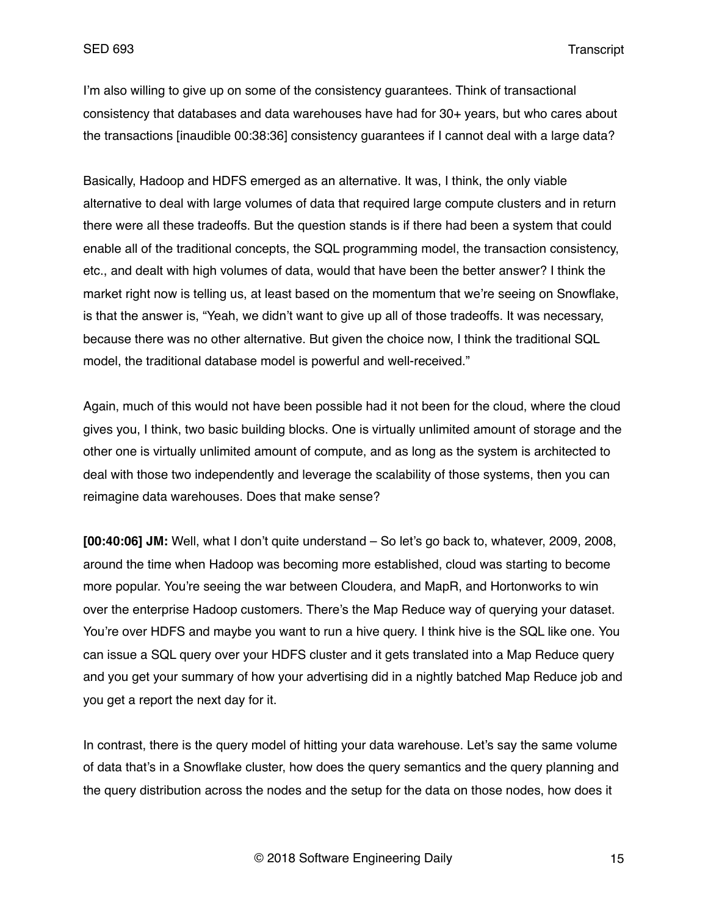I'm also willing to give up on some of the consistency guarantees. Think of transactional consistency that databases and data warehouses have had for 30+ years, but who cares about the transactions [inaudible 00:38:36] consistency guarantees if I cannot deal with a large data?

Basically, Hadoop and HDFS emerged as an alternative. It was, I think, the only viable alternative to deal with large volumes of data that required large compute clusters and in return there were all these tradeoffs. But the question stands is if there had been a system that could enable all of the traditional concepts, the SQL programming model, the transaction consistency, etc., and dealt with high volumes of data, would that have been the better answer? I think the market right now is telling us, at least based on the momentum that we're seeing on Snowflake, is that the answer is, "Yeah, we didn't want to give up all of those tradeoffs. It was necessary, because there was no other alternative. But given the choice now, I think the traditional SQL model, the traditional database model is powerful and well-received."

Again, much of this would not have been possible had it not been for the cloud, where the cloud gives you, I think, two basic building blocks. One is virtually unlimited amount of storage and the other one is virtually unlimited amount of compute, and as long as the system is architected to deal with those two independently and leverage the scalability of those systems, then you can reimagine data warehouses. Does that make sense?

**[00:40:06] JM:** Well, what I don't quite understand – So let's go back to, whatever, 2009, 2008, around the time when Hadoop was becoming more established, cloud was starting to become more popular. You're seeing the war between Cloudera, and MapR, and Hortonworks to win over the enterprise Hadoop customers. There's the Map Reduce way of querying your dataset. You're over HDFS and maybe you want to run a hive query. I think hive is the SQL like one. You can issue a SQL query over your HDFS cluster and it gets translated into a Map Reduce query and you get your summary of how your advertising did in a nightly batched Map Reduce job and you get a report the next day for it.

In contrast, there is the query model of hitting your data warehouse. Let's say the same volume of data that's in a Snowflake cluster, how does the query semantics and the query planning and the query distribution across the nodes and the setup for the data on those nodes, how does it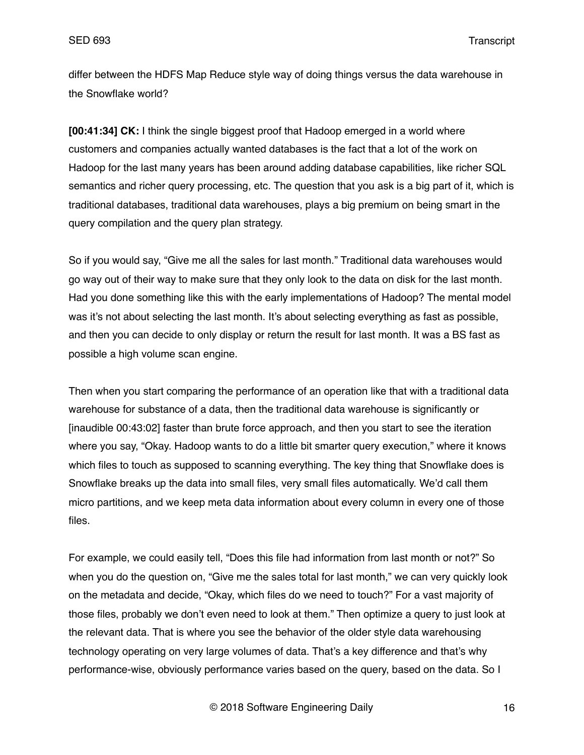differ between the HDFS Map Reduce style way of doing things versus the data warehouse in the Snowflake world?

**[00:41:34] CK:** I think the single biggest proof that Hadoop emerged in a world where customers and companies actually wanted databases is the fact that a lot of the work on Hadoop for the last many years has been around adding database capabilities, like richer SQL semantics and richer query processing, etc. The question that you ask is a big part of it, which is traditional databases, traditional data warehouses, plays a big premium on being smart in the query compilation and the query plan strategy.

So if you would say, "Give me all the sales for last month." Traditional data warehouses would go way out of their way to make sure that they only look to the data on disk for the last month. Had you done something like this with the early implementations of Hadoop? The mental model was it's not about selecting the last month. It's about selecting everything as fast as possible, and then you can decide to only display or return the result for last month. It was a BS fast as possible a high volume scan engine.

Then when you start comparing the performance of an operation like that with a traditional data warehouse for substance of a data, then the traditional data warehouse is significantly or [inaudible 00:43:02] faster than brute force approach, and then you start to see the iteration where you say, "Okay. Hadoop wants to do a little bit smarter query execution," where it knows which files to touch as supposed to scanning everything. The key thing that Snowflake does is Snowflake breaks up the data into small files, very small files automatically. We'd call them micro partitions, and we keep meta data information about every column in every one of those files.

For example, we could easily tell, "Does this file had information from last month or not?" So when you do the question on, "Give me the sales total for last month," we can very quickly look on the metadata and decide, "Okay, which files do we need to touch?" For a vast majority of those files, probably we don't even need to look at them." Then optimize a query to just look at the relevant data. That is where you see the behavior of the older style data warehousing technology operating on very large volumes of data. That's a key difference and that's why performance-wise, obviously performance varies based on the query, based on the data. So I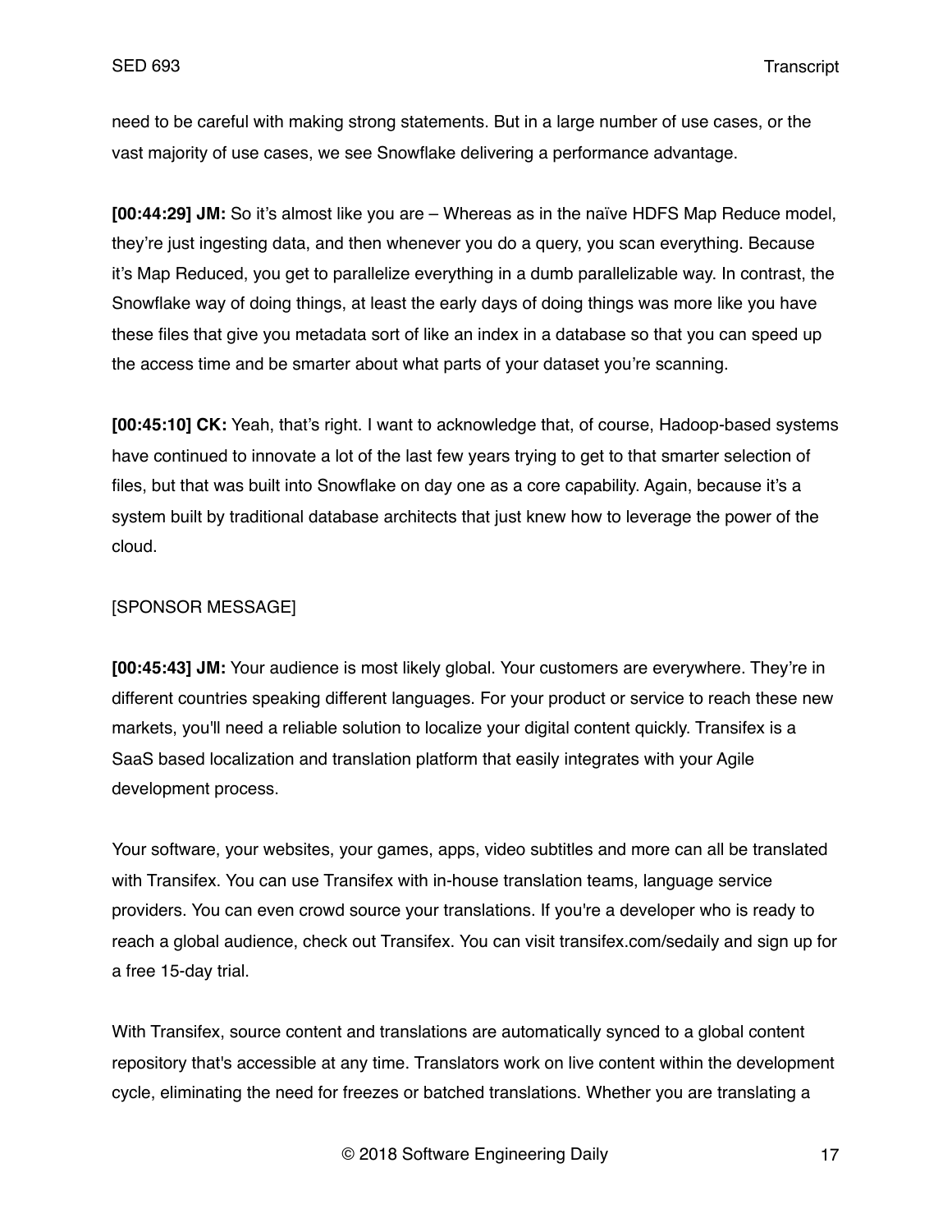need to be careful with making strong statements. But in a large number of use cases, or the vast majority of use cases, we see Snowflake delivering a performance advantage.

**[00:44:29] JM:** So it's almost like you are – Whereas as in the naïve HDFS Map Reduce model, they're just ingesting data, and then whenever you do a query, you scan everything. Because it's Map Reduced, you get to parallelize everything in a dumb parallelizable way. In contrast, the Snowflake way of doing things, at least the early days of doing things was more like you have these files that give you metadata sort of like an index in a database so that you can speed up the access time and be smarter about what parts of your dataset you're scanning.

**[00:45:10] CK:** Yeah, that's right. I want to acknowledge that, of course, Hadoop-based systems have continued to innovate a lot of the last few years trying to get to that smarter selection of files, but that was built into Snowflake on day one as a core capability. Again, because it's a system built by traditional database architects that just knew how to leverage the power of the cloud.

[SPONSOR MESSAGE]

**[00:45:43] JM:** Your audience is most likely global. Your customers are everywhere. They're in different countries speaking different languages. For your product or service to reach these new markets, you'll need a reliable solution to localize your digital content quickly. Transifex is a SaaS based localization and translation platform that easily integrates with your Agile development process.

Your software, your websites, your games, apps, video subtitles and more can all be translated with Transifex. You can use Transifex with in-house translation teams, language service providers. You can even crowd source your translations. If you're a developer who is ready to reach a global audience, check out Transifex. You can visit transifex.com/sedaily and sign up for a free 15-day trial.

With Transifex, source content and translations are automatically synced to a global content repository that's accessible at any time. Translators work on live content within the development cycle, eliminating the need for freezes or batched translations. Whether you are translating a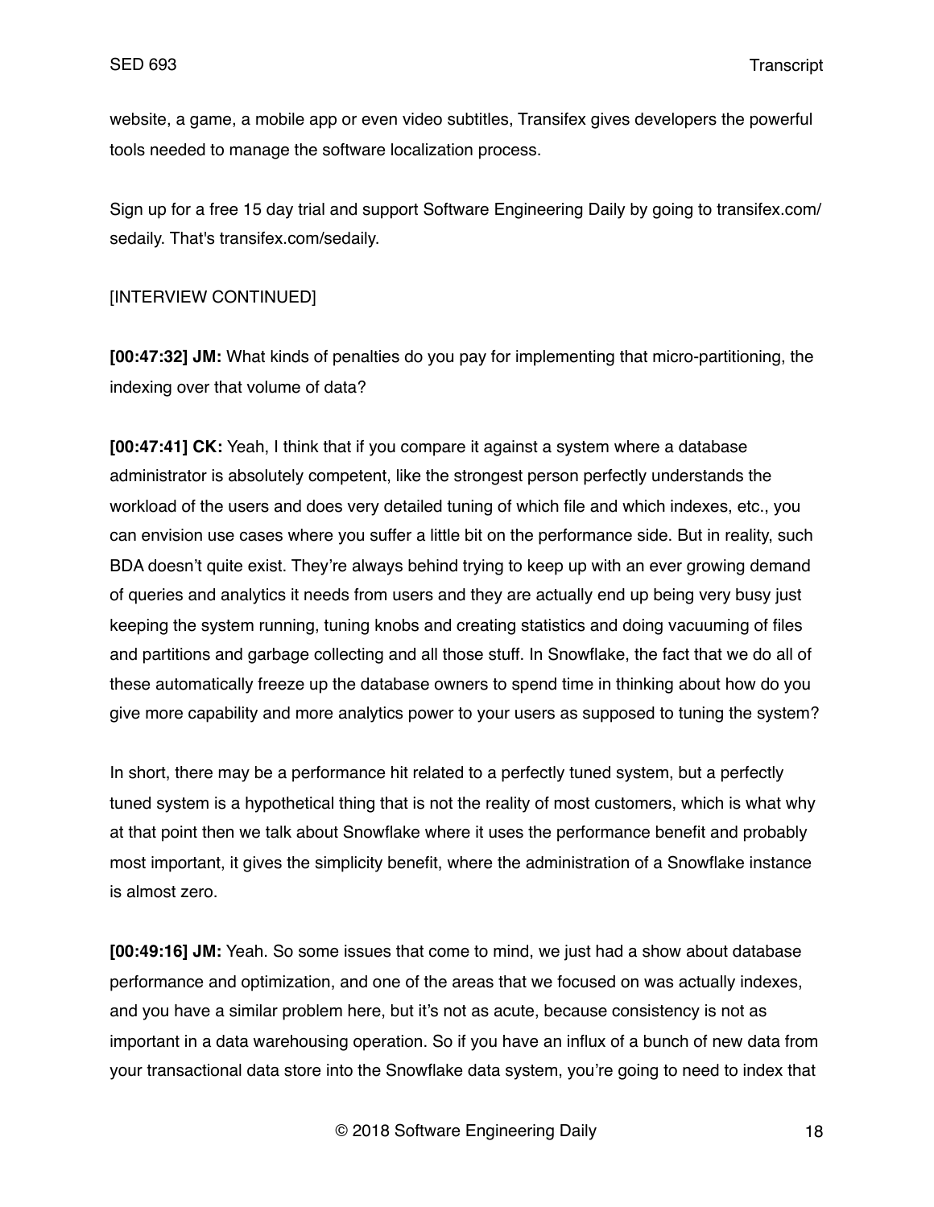website, a game, a mobile app or even video subtitles, Transifex gives developers the powerful tools needed to manage the software localization process.

Sign up for a free 15 day trial and support Software Engineering Daily by going to transifex.com/sedaily. That's transifex.com/sedaily.

[INTERVIEW CONTINUED]

**[00:47:32] JM:** What kinds of penalties do you pay for implementing that micro-partitioning, the indexing over that volume of data?

**[00:47:41] CK:** Yeah, I think that if you compare it against a system where a database administrator is absolutely competent, like the strongest person perfectly understands the workload of the users and does very detailed tuning of which file and which indexes, etc., you can envision use cases where you suffer a little bit on the performance side. But in reality, such BDA doesn't quite exist. They're always behind trying to keep up with an ever growing demand of queries and analytics it needs from users and they are actually end up being very busy just keeping the system running, tuning knobs and creating statistics and doing vacuuming of files and partitions and garbage collecting and all those stuff. In Snowflake, the fact that we do all of these automatically freeze up the database owners to spend time in thinking about how do you give more capability and more analytics power to your users as supposed to tuning the system?

In short, there may be a performance hit related to a perfectly tuned system, but a perfectly tuned system is a hypothetical thing that is not the reality of most customers, which is what why at that point then we talk about Snowflake where it uses the performance benefit and probably most important, it gives the simplicity benefit, where the administration of a Snowflake instance is almost zero.

**[00:49:16] JM:** Yeah. So some issues that come to mind, we just had a show about database performance and optimization, and one of the areas that we focused on was actually indexes, and you have a similar problem here, but it's not as acute, because consistency is not as important in a data warehousing operation. So if you have an influx of a bunch of new data from your transactional data store into the Snowflake data system, you're going to need to index that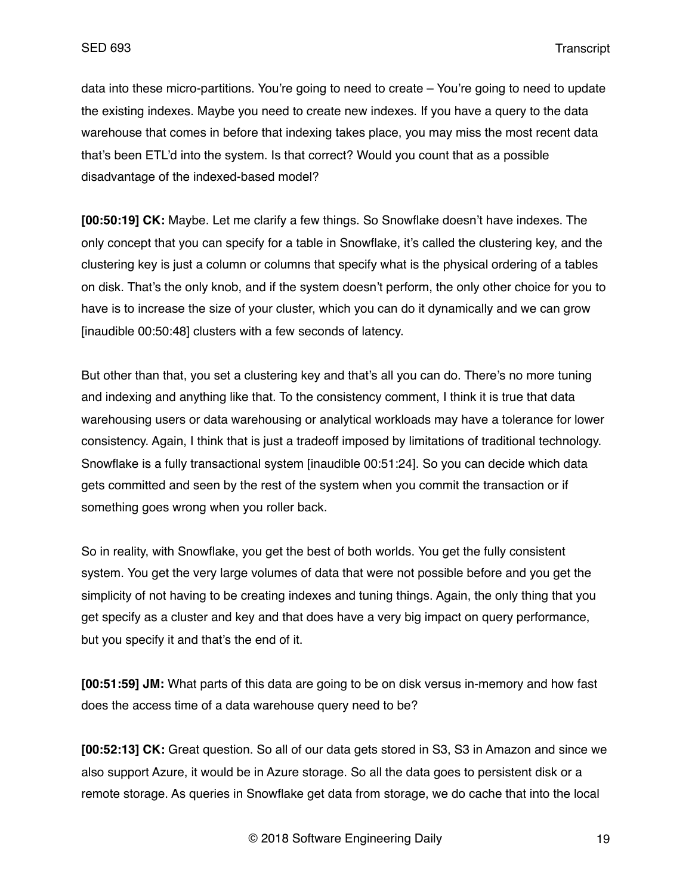data into these micro-partitions. You're going to need to create – You're going to need to update the existing indexes. Maybe you need to create new indexes. If you have a query to the data warehouse that comes in before that indexing takes place, you may miss the most recent data that's been ETL'd into the system. Is that correct? Would you count that as a possible disadvantage of the indexed-based model?

**[00:50:19] CK:** Maybe. Let me clarify a few things. So Snowflake doesn't have indexes. The only concept that you can specify for a table in Snowflake, it's called the clustering key, and the clustering key is just a column or columns that specify what is the physical ordering of a tables on disk. That's the only knob, and if the system doesn't perform, the only other choice for you to have is to increase the size of your cluster, which you can do it dynamically and we can grow [inaudible 00:50:48] clusters with a few seconds of latency.

But other than that, you set a clustering key and that's all you can do. There's no more tuning and indexing and anything like that. To the consistency comment, I think it is true that data warehousing users or data warehousing or analytical workloads may have a tolerance for lower consistency. Again, I think that is just a tradeoff imposed by limitations of traditional technology. Snowflake is a fully transactional system [inaudible 00:51:24]. So you can decide which data gets committed and seen by the rest of the system when you commit the transaction or if something goes wrong when you roller back.

So in reality, with Snowflake, you get the best of both worlds. You get the fully consistent system. You get the very large volumes of data that were not possible before and you get the simplicity of not having to be creating indexes and tuning things. Again, the only thing that you get specify as a cluster and key and that does have a very big impact on query performance, but you specify it and that's the end of it.

**[00:51:59] JM:** What parts of this data are going to be on disk versus in-memory and how fast does the access time of a data warehouse query need to be?

**[00:52:13] CK:** Great question. So all of our data gets stored in S3, S3 in Amazon and since we also support Azure, it would be in Azure storage. So all the data goes to persistent disk or a remote storage. As queries in Snowflake get data from storage, we do cache that into the local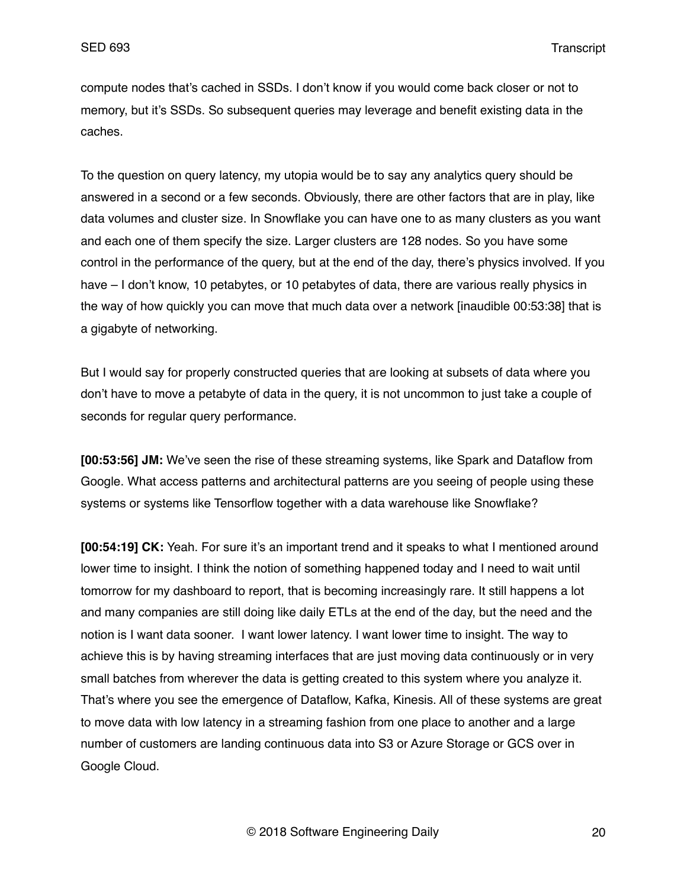compute nodes that's cached in SSDs. I don't know if you would come back closer or not to memory, but it's SSDs. So subsequent queries may leverage and benefit existing data in the caches.

To the question on query latency, my utopia would be to say any analytics query should be answered in a second or a few seconds. Obviously, there are other factors that are in play, like data volumes and cluster size. In Snowflake you can have one to as many clusters as you want and each one of them specify the size. Larger clusters are 128 nodes. So you have some control in the performance of the query, but at the end of the day, there's physics involved. If you have – I don't know, 10 petabytes, or 10 petabytes of data, there are various really physics in the way of how quickly you can move that much data over a network [inaudible 00:53:38] that is a gigabyte of networking.

But I would say for properly constructed queries that are looking at subsets of data where you don't have to move a petabyte of data in the query, it is not uncommon to just take a couple of seconds for regular query performance.

**[00:53:56] JM:** We've seen the rise of these streaming systems, like Spark and Dataflow from Google. What access patterns and architectural patterns are you seeing of people using these systems or systems like Tensorflow together with a data warehouse like Snowflake?

**[00:54:19] CK:** Yeah. For sure it's an important trend and it speaks to what I mentioned around lower time to insight. I think the notion of something happened today and I need to wait until tomorrow for my dashboard to report, that is becoming increasingly rare. It still happens a lot and many companies are still doing like daily ETLs at the end of the day, but the need and the notion is I want data sooner. I want lower latency. I want lower time to insight. The way to achieve this is by having streaming interfaces that are just moving data continuously or in very small batches from wherever the data is getting created to this system where you analyze it. That's where you see the emergence of Dataflow, Kafka, Kinesis. All of these systems are great to move data with low latency in a streaming fashion from one place to another and a large number of customers are landing continuous data into S3 or Azure Storage or GCS over in Google Cloud.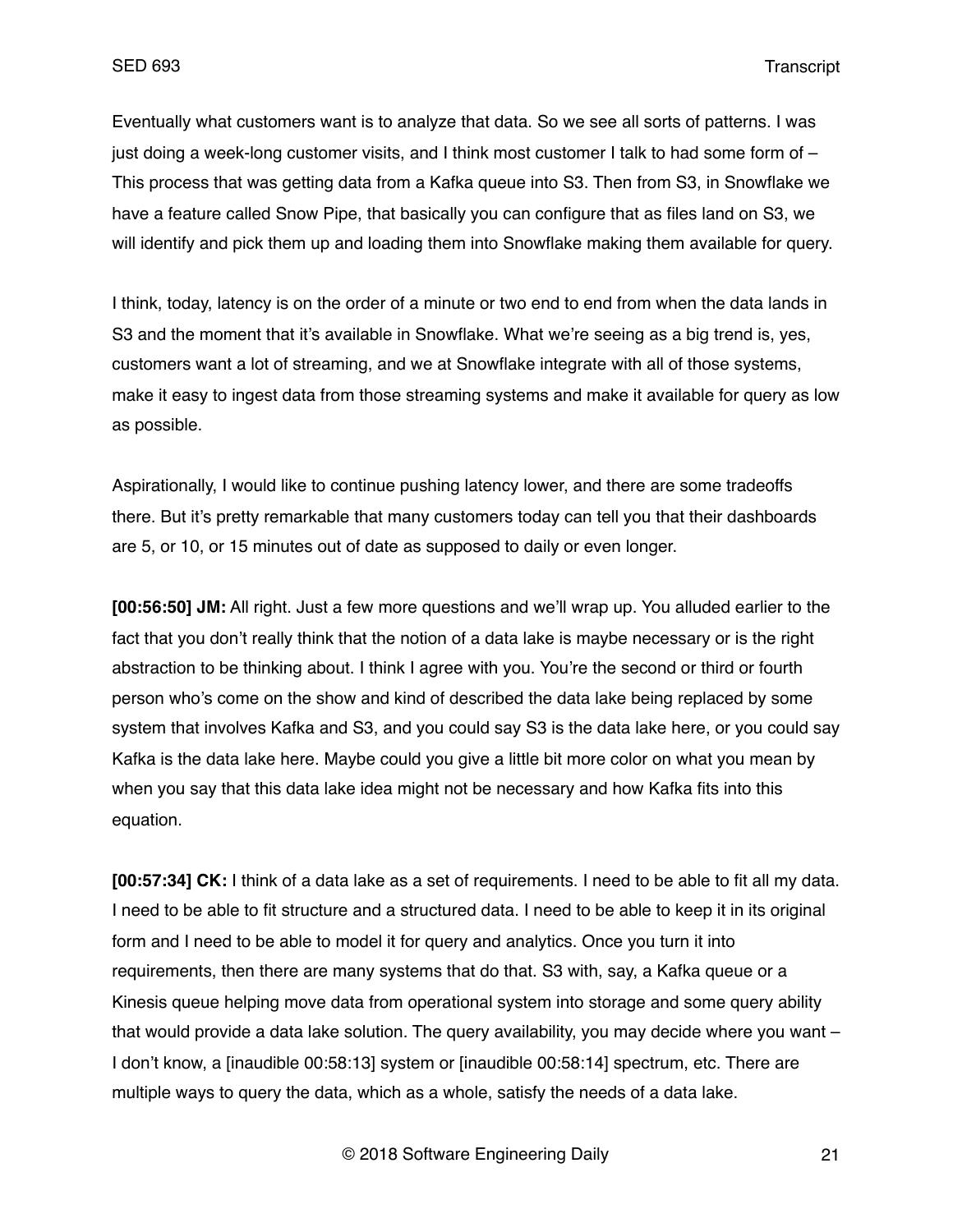Eventually what customers want is to analyze that data. So we see all sorts of patterns. I was just doing a week-long customer visits, and I think most customer I talk to had some form of – This process that was getting data from a Kafka queue into S3. Then from S3, in Snowflake we have a feature called Snow Pipe, that basically you can configure that as files land on S3, we will identify and pick them up and loading them into Snowflake making them available for query.

I think, today, latency is on the order of a minute or two end to end from when the data lands in S3 and the moment that it's available in Snowflake. What we're seeing as a big trend is, yes, customers want a lot of streaming, and we at Snowflake integrate with all of those systems, make it easy to ingest data from those streaming systems and make it available for query as low as possible.

Aspirationally, I would like to continue pushing latency lower, and there are some tradeoffs there. But it's pretty remarkable that many customers today can tell you that their dashboards are 5, or 10, or 15 minutes out of date as supposed to daily or even longer.

**[00:56:50] JM:** All right. Just a few more questions and we'll wrap up. You alluded earlier to the fact that you don't really think that the notion of a data lake is maybe necessary or is the right abstraction to be thinking about. I think I agree with you. You're the second or third or fourth person who's come on the show and kind of described the data lake being replaced by some system that involves Kafka and S3, and you could say S3 is the data lake here, or you could say Kafka is the data lake here. Maybe could you give a little bit more color on what you mean by when you say that this data lake idea might not be necessary and how Kafka fits into this equation.

**[00:57:34] CK:** I think of a data lake as a set of requirements. I need to be able to fit all my data. I need to be able to fit structure and a structured data. I need to be able to keep it in its original form and I need to be able to model it for query and analytics. Once you turn it into requirements, then there are many systems that do that. S3 with, say, a Kafka queue or a Kinesis queue helping move data from operational system into storage and some query ability that would provide a data lake solution. The query availability, you may decide where you want – I don't know, a [inaudible 00:58:13] system or [inaudible 00:58:14] spectrum, etc. There are multiple ways to query the data, which as a whole, satisfy the needs of a data lake.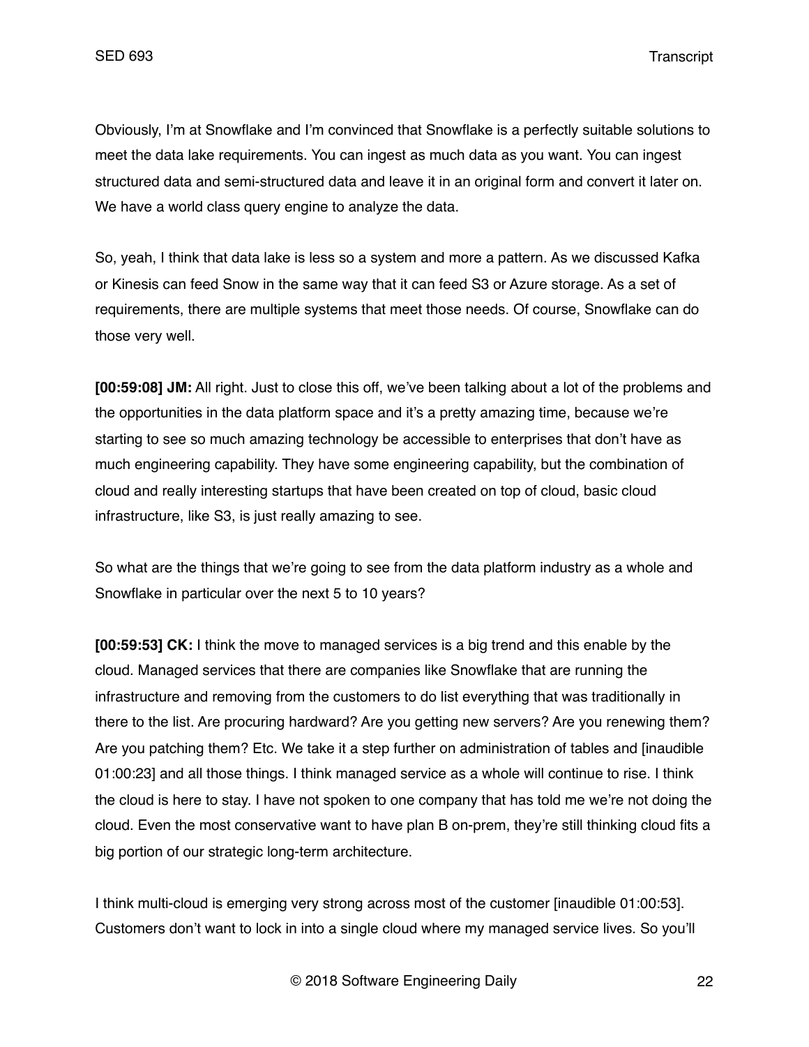Obviously, I'm at Snowflake and I'm convinced that Snowflake is a perfectly suitable solutions to meet the data lake requirements. You can ingest as much data as you want. You can ingest structured data and semi-structured data and leave it in an original form and convert it later on. We have a world class query engine to analyze the data.

So, yeah, I think that data lake is less so a system and more a pattern. As we discussed Kafka or Kinesis can feed Snow in the same way that it can feed S3 or Azure storage. As a set of requirements, there are multiple systems that meet those needs. Of course, Snowflake can do those very well.

**[00:59:08] JM:** All right. Just to close this off, we've been talking about a lot of the problems and the opportunities in the data platform space and it's a pretty amazing time, because we're starting to see so much amazing technology be accessible to enterprises that don't have as much engineering capability. They have some engineering capability, but the combination of cloud and really interesting startups that have been created on top of cloud, basic cloud infrastructure, like S3, is just really amazing to see.

So what are the things that we're going to see from the data platform industry as a whole and Snowflake in particular over the next 5 to 10 years?

**[00:59:53] CK:** I think the move to managed services is a big trend and this enable by the cloud. Managed services that there are companies like Snowflake that are running the infrastructure and removing from the customers to do list everything that was traditionally in there to the list. Are procuring hardward? Are you getting new servers? Are you renewing them? Are you patching them? Etc. We take it a step further on administration of tables and [inaudible 01:00:23] and all those things. I think managed service as a whole will continue to rise. I think the cloud is here to stay. I have not spoken to one company that has told me we're not doing the cloud. Even the most conservative want to have plan B on-prem, they're still thinking cloud fits a big portion of our strategic long-term architecture.

I think multi-cloud is emerging very strong across most of the customer [inaudible 01:00:53]. Customers don't want to lock in into a single cloud where my managed service lives. So you'll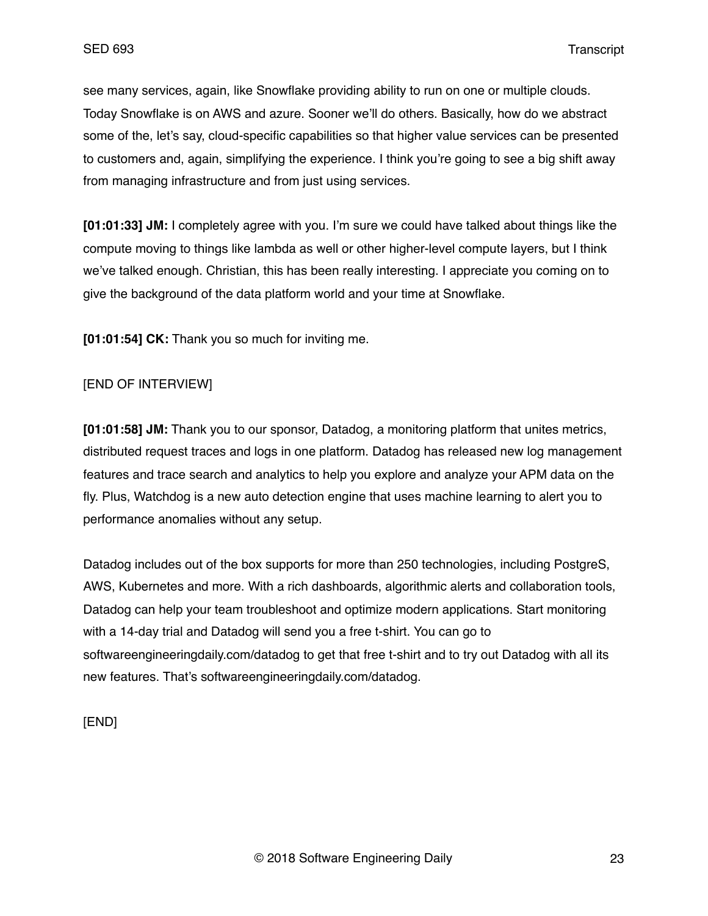see many services, again, like Snowflake providing ability to run on one or multiple clouds. Today Snowflake is on AWS and azure. Sooner we'll do others. Basically, how do we abstract some of the, let's say, cloud-specific capabilities so that higher value services can be presented to customers and, again, simplifying the experience. I think you're going to see a big shift away from managing infrastructure and from just using services.

**[01:01:33] JM:** I completely agree with you. I'm sure we could have talked about things like the compute moving to things like lambda as well or other higher-level compute layers, but I think we've talked enough. Christian, this has been really interesting. I appreciate you coming on to give the background of the data platform world and your time at Snowflake.

**[01:01:54] CK:** Thank you so much for inviting me.

[END OF INTERVIEW]

**[01:01:58] JM:** Thank you to our sponsor, Datadog, a monitoring platform that unites metrics, distributed request traces and logs in one platform. Datadog has released new log management features and trace search and analytics to help you explore and analyze your APM data on the fly. Plus, Watchdog is a new auto detection engine that uses machine learning to alert you to performance anomalies without any setup.

Datadog includes out of the box supports for more than 250 technologies, including PostgreS, AWS, Kubernetes and more. With a rich dashboards, algorithmic alerts and collaboration tools, Datadog can help your team troubleshoot and optimize modern applications. Start monitoring with a 14-day trial and Datadog will send you a free t-shirt. You can go to softwareengineeringdaily.com/datadog to get that free t-shirt and to try out Datadog with all its new features. That's softwareengineeringdaily.com/datadog.

[END]